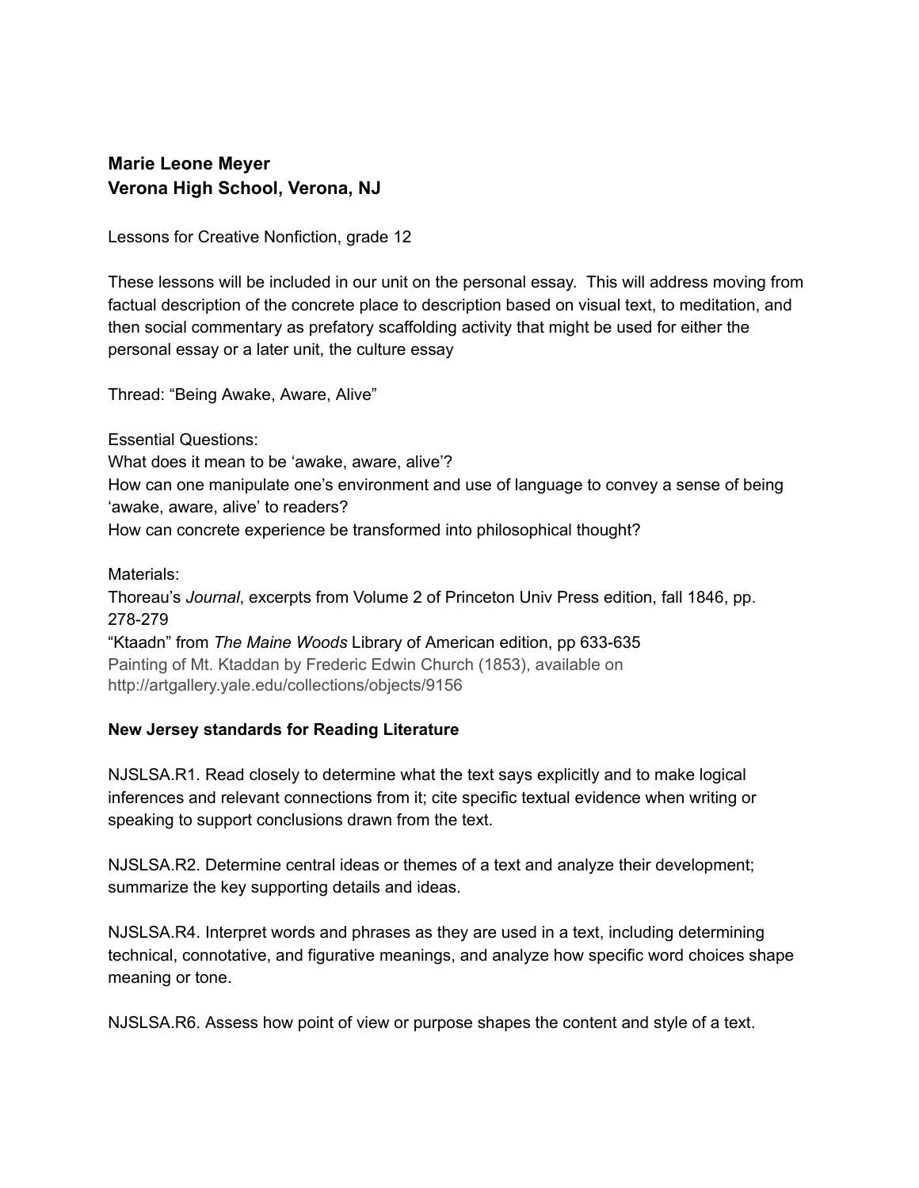**Marie Leone Meyer**
**Verona High School, Verona, NJ**

Lessons for Creative Nonfiction, grade 12

These lessons will be included in our unit on the personal essay. This will address moving from factual description of the concrete place to description based on visual text, to meditation, and then social commentary as prefatory scaffolding activity that might be used for either the personal essay or a later unit, the culture essay

Thread: "Being Awake, Aware, Alive"

Essential Questions:
What does it mean to be 'awake, aware, alive'?
How can one manipulate one's environment and use of language to convey a sense of being 'awake, aware, alive' to readers?
How can concrete experience be transformed into philosophical thought?

Materials:
Thoreau's *Journal*, excerpts from Volume 2 of Princeton Univ Press edition, fall 1846, pp. 278-279
"Ktaadn" from *The Maine Woods* Library of American edition, pp 633-635
Painting of Mt. Ktaddan by Frederic Edwin Church (1853), available on http://artgallery.yale.edu/collections/objects/9156

**New Jersey standards for Reading Literature**

NJSLSA.R1. Read closely to determine what the text says explicitly and to make logical inferences and relevant connections from it; cite specific textual evidence when writing or speaking to support conclusions drawn from the text.

NJSLSA.R2. Determine central ideas or themes of a text and analyze their development; summarize the key supporting details and ideas.

NJSLSA.R4. Interpret words and phrases as they are used in a text, including determining technical, connotative, and figurative meanings, and analyze how specific word choices shape meaning or tone.

NJSLSA.R6. Assess how point of view or purpose shapes the content and style of a text.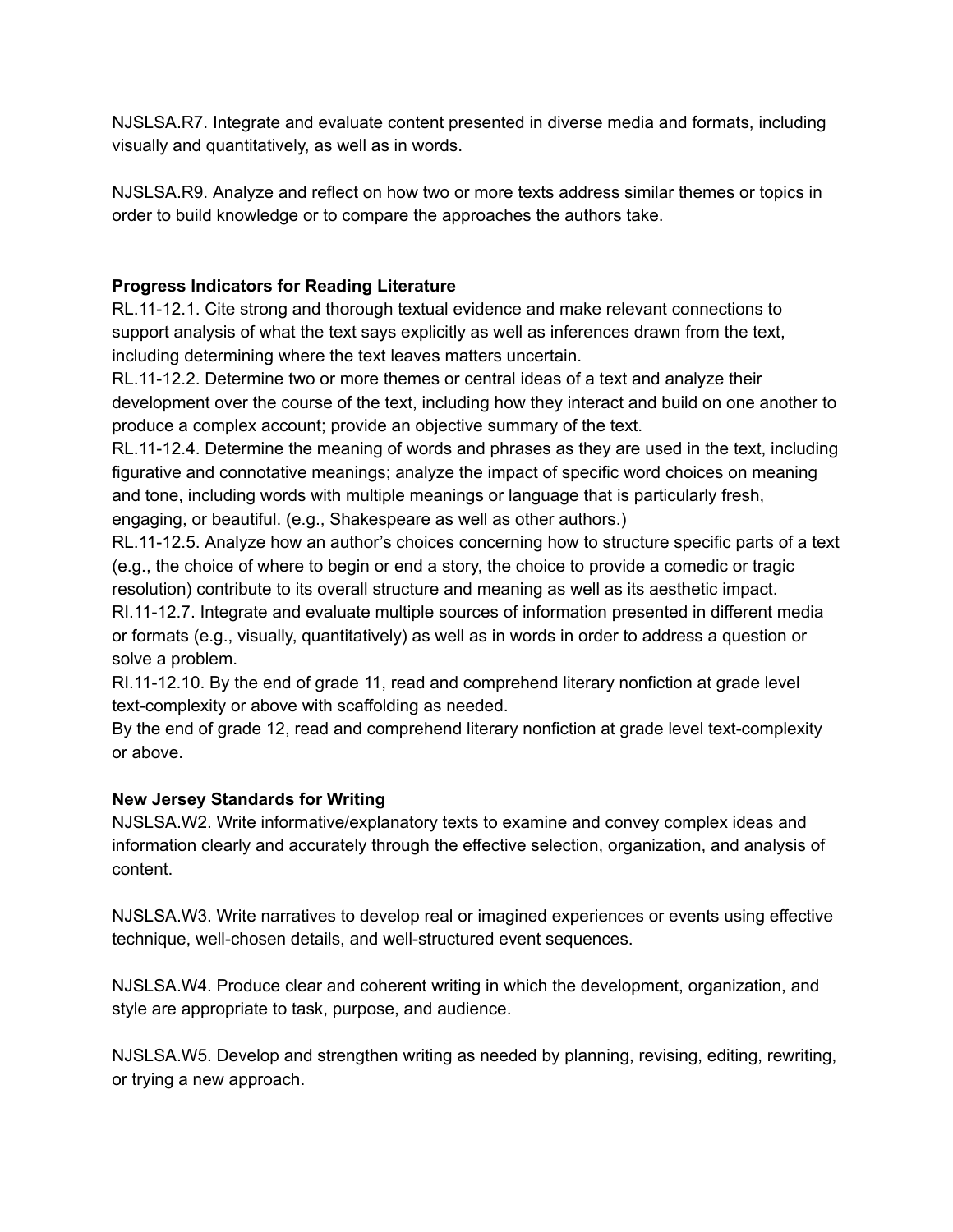NJSLSA.R7. Integrate and evaluate content presented in diverse media and formats, including visually and quantitatively, as well as in words.

NJSLSA.R9. Analyze and reflect on how two or more texts address similar themes or topics in order to build knowledge or to compare the approaches the authors take.

**Progress Indicators for Reading Literature**

RL.11-12.1. Cite strong and thorough textual evidence and make relevant connections to support analysis of what the text says explicitly as well as inferences drawn from the text, including determining where the text leaves matters uncertain.
RL.11-12.2. Determine two or more themes or central ideas of a text and analyze their development over the course of the text, including how they interact and build on one another to produce a complex account; provide an objective summary of the text.
RL.11-12.4. Determine the meaning of words and phrases as they are used in the text, including figurative and connotative meanings; analyze the impact of specific word choices on meaning and tone, including words with multiple meanings or language that is particularly fresh, engaging, or beautiful. (e.g., Shakespeare as well as other authors.)
RL.11-12.5. Analyze how an author's choices concerning how to structure specific parts of a text (e.g., the choice of where to begin or end a story, the choice to provide a comedic or tragic resolution) contribute to its overall structure and meaning as well as its aesthetic impact.
RI.11-12.7. Integrate and evaluate multiple sources of information presented in different media or formats (e.g., visually, quantitatively) as well as in words in order to address a question or solve a problem.
RI.11-12.10. By the end of grade 11, read and comprehend literary nonfiction at grade level text-complexity or above with scaffolding as needed.
By the end of grade 12, read and comprehend literary nonfiction at grade level text-complexity or above.

**New Jersey Standards for Writing**

NJSLSA.W2. Write informative/explanatory texts to examine and convey complex ideas and information clearly and accurately through the effective selection, organization, and analysis of content.

NJSLSA.W3. Write narratives to develop real or imagined experiences or events using effective technique, well-chosen details, and well-structured event sequences.

NJSLSA.W4. Produce clear and coherent writing in which the development, organization, and style are appropriate to task, purpose, and audience.

NJSLSA.W5. Develop and strengthen writing as needed by planning, revising, editing, rewriting, or trying a new approach.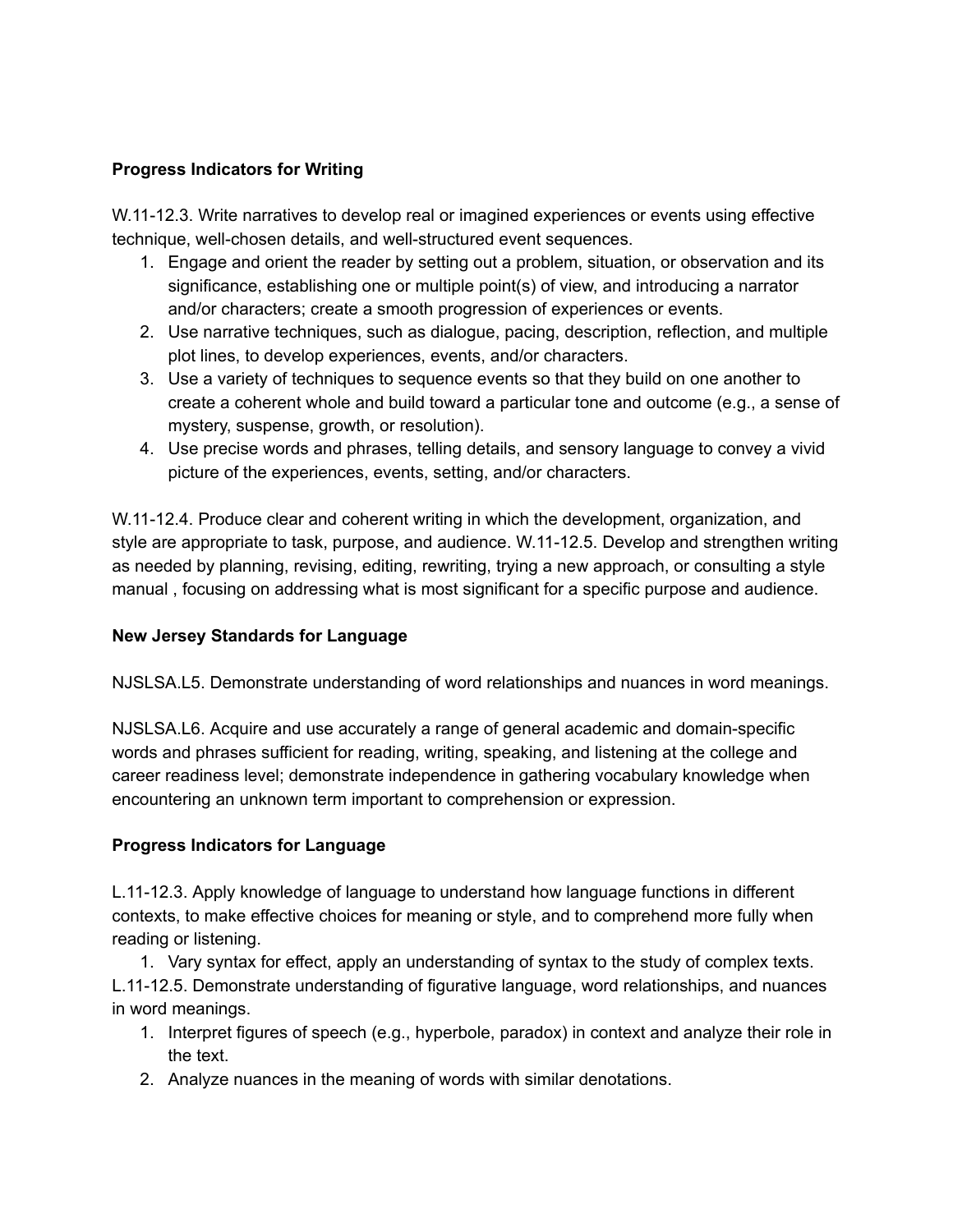**Progress Indicators for Writing**

W.11-12.3. Write narratives to develop real or imagined experiences or events using effective technique, well-chosen details, and well-structured event sequences.

1. Engage and orient the reader by setting out a problem, situation, or observation and its significance, establishing one or multiple point(s) of view, and introducing a narrator and/or characters; create a smooth progression of experiences or events.
2. Use narrative techniques, such as dialogue, pacing, description, reflection, and multiple plot lines, to develop experiences, events, and/or characters.
3. Use a variety of techniques to sequence events so that they build on one another to create a coherent whole and build toward a particular tone and outcome (e.g., a sense of mystery, suspense, growth, or resolution).
4. Use precise words and phrases, telling details, and sensory language to convey a vivid picture of the experiences, events, setting, and/or characters.

W.11-12.4. Produce clear and coherent writing in which the development, organization, and style are appropriate to task, purpose, and audience. W.11-12.5. Develop and strengthen writing as needed by planning, revising, editing, rewriting, trying a new approach, or consulting a style manual , focusing on addressing what is most significant for a specific purpose and audience.

**New Jersey Standards for Language**

NJSLSA.L5. Demonstrate understanding of word relationships and nuances in word meanings.

NJSLSA.L6. Acquire and use accurately a range of general academic and domain-specific words and phrases sufficient for reading, writing, speaking, and listening at the college and career readiness level; demonstrate independence in gathering vocabulary knowledge when encountering an unknown term important to comprehension or expression.

**Progress Indicators for Language**

L.11-12.3. Apply knowledge of language to understand how language functions in different contexts, to make effective choices for meaning or style, and to comprehend more fully when reading or listening.

1. Vary syntax for effect, apply an understanding of syntax to the study of complex texts.

L.11-12.5. Demonstrate understanding of figurative language, word relationships, and nuances in word meanings.

1. Interpret figures of speech (e.g., hyperbole, paradox) in context and analyze their role in the text.
2. Analyze nuances in the meaning of words with similar denotations.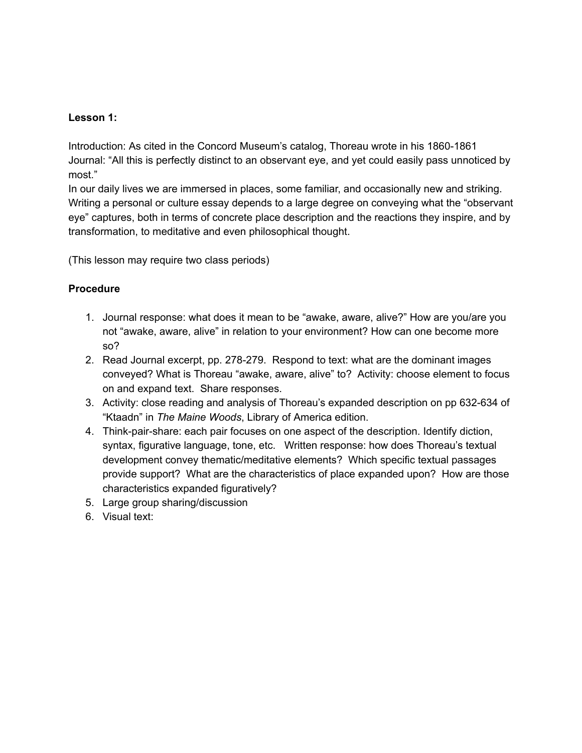**Lesson 1:**

Introduction: As cited in the Concord Museum's catalog, Thoreau wrote in his 1860-1861 Journal: "All this is perfectly distinct to an observant eye, and yet could easily pass unnoticed by most."
In our daily lives we are immersed in places, some familiar, and occasionally new and striking. Writing a personal or culture essay depends to a large degree on conveying what the "observant eye" captures, both in terms of concrete place description and the reactions they inspire, and by transformation, to meditative and even philosophical thought.

(This lesson may require two class periods)

**Procedure**

1. Journal response: what does it mean to be "awake, aware, alive?" How are you/are you not "awake, aware, alive" in relation to your environment? How can one become more so?
2. Read Journal excerpt, pp. 278-279. Respond to text: what are the dominant images conveyed? What is Thoreau "awake, aware, alive" to? Activity: choose element to focus on and expand text. Share responses.
3. Activity: close reading and analysis of Thoreau's expanded description on pp 632-634 of "Ktaadn" in *The Maine Woods*, Library of America edition.
4. Think-pair-share: each pair focuses on one aspect of the description. Identify diction, syntax, figurative language, tone, etc. Written response: how does Thoreau's textual development convey thematic/meditative elements? Which specific textual passages provide support? What are the characteristics of place expanded upon? How are those characteristics expanded figuratively?
5. Large group sharing/discussion
6. Visual text: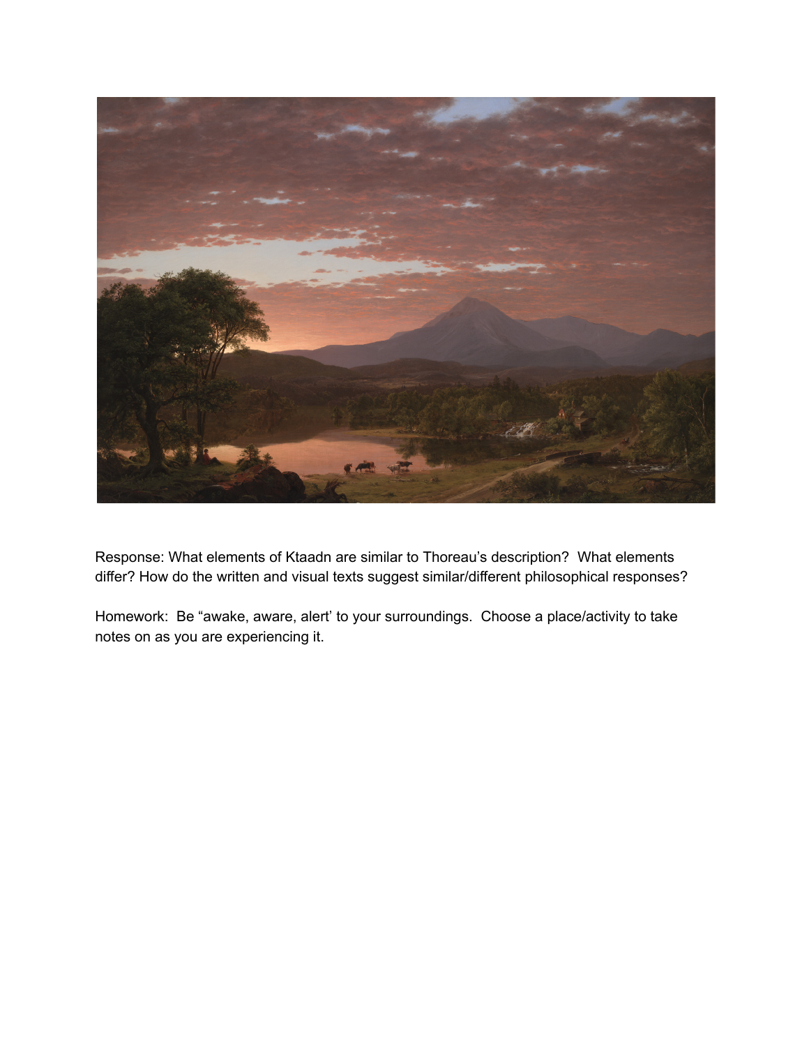Response: What elements of Ktaadn are similar to Thoreau's description? What elements differ? How do the written and visual texts suggest similar/different philosophical responses?

Homework: Be "awake, aware, alert' to your surroundings. Choose a place/activity to take notes on as you are experiencing it.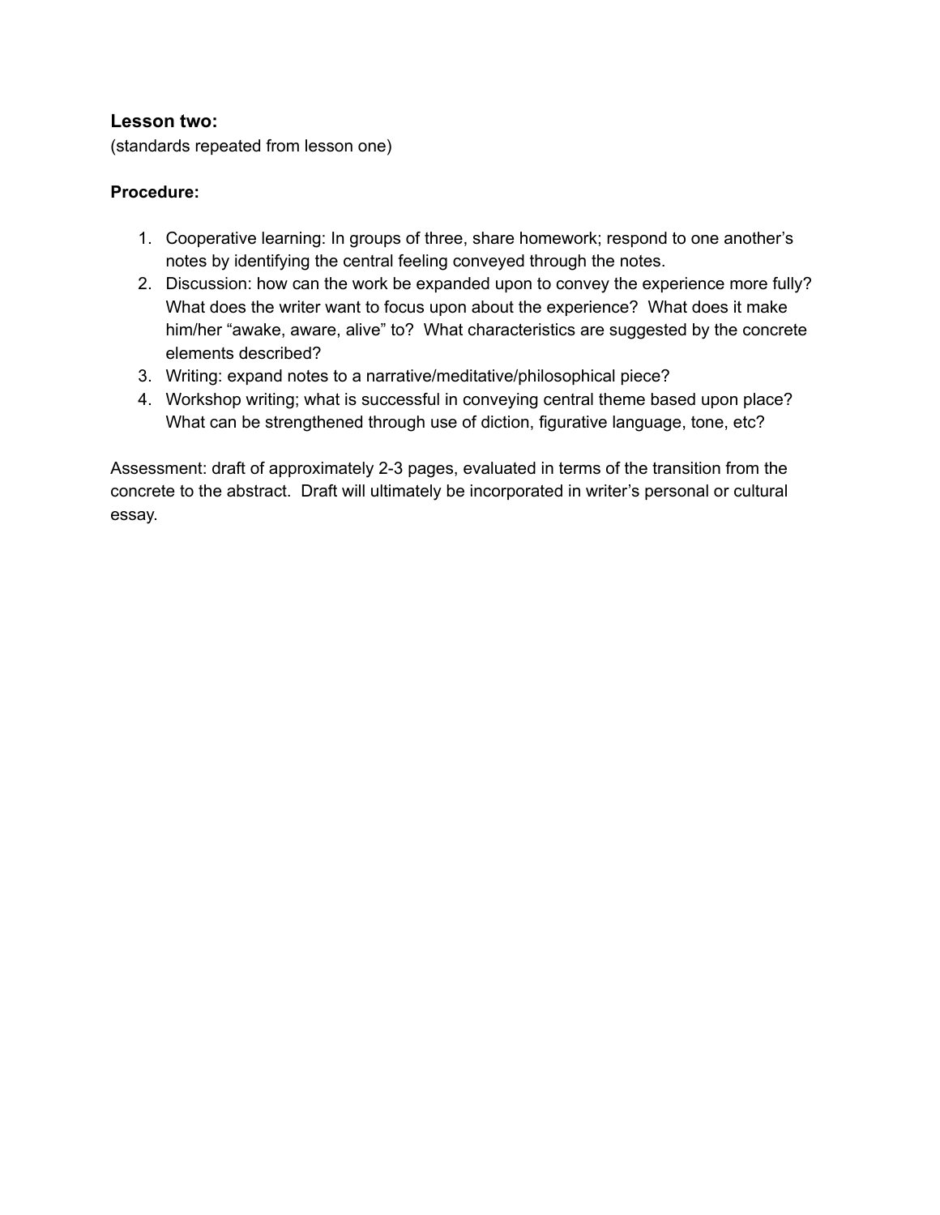### Lesson two:

(standards repeated from lesson one)

**Procedure:**

1. Cooperative learning: In groups of three, share homework; respond to one another's notes by identifying the central feeling conveyed through the notes.
2. Discussion: how can the work be expanded upon to convey the experience more fully? What does the writer want to focus upon about the experience? What does it make him/her "awake, aware, alive" to? What characteristics are suggested by the concrete elements described?
3. Writing: expand notes to a narrative/meditative/philosophical piece?
4. Workshop writing; what is successful in conveying central theme based upon place? What can be strengthened through use of diction, figurative language, tone, etc?

Assessment: draft of approximately 2-3 pages, evaluated in terms of the transition from the concrete to the abstract. Draft will ultimately be incorporated in writer's personal or cultural essay.